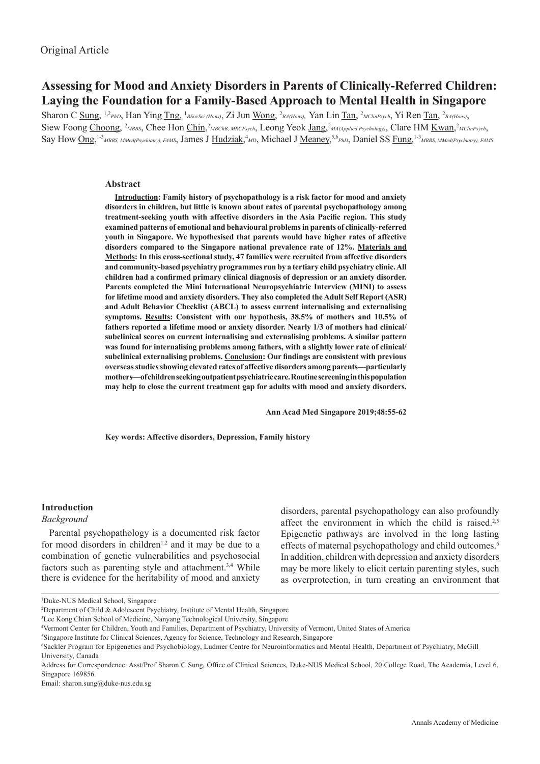Original Article

# Assessing for Mood and Anxiety Disorders in Parents of Clinically-Referred Children: Laying the Foundation for a Family-Based Approach to Mental Health in Singapore

Sharon C Sung, [1,2]*PhD*, Han Ying Tng, [1]*BSocSci (Hons)*, Zi Jun Wong, [2]*BA(Hons)*, Yan Lin Tan, [2]*MClinPsych*, Yi Ren Tan, [2]*BA(Hons)*, Siew Foong Choong, [2]*MBBS*, Chee Hon Chin, [2]*MBChB, MRCPsych*, Leong Yeok Jang, [2]*MA(Applied Psychology)*, Clare HM Kwan, [2]*MClinPsych*, Say How Ong, [1-3]*MBBS, MMed(Psychiatry), FAMS*, James J Hudziak, [4]*MD*, Michael J Meaney, [5,6]*PhD*, Daniel SS Fung, [1-3]*MBBS, MMed(Psychiatry), FAMS*

## Abstract

**Introduction: Family history of psychopathology is a risk factor for mood and anxiety disorders in children, but little is known about rates of parental psychopathology among treatment-seeking youth with affective disorders in the Asia Pacific region. This study examined patterns of emotional and behavioural problems in parents of clinically-referred youth in Singapore. We hypothesised that parents would have higher rates of affective disorders compared to the Singapore national prevalence rate of 12%. Materials and Methods: In this cross-sectional study, 47 families were recruited from affective disorders and community-based psychiatry programmes run by a tertiary child psychiatry clinic. All children had a confirmed primary clinical diagnosis of depression or an anxiety disorder. Parents completed the Mini International Neuropsychiatric Interview (MINI) to assess for lifetime mood and anxiety disorders. They also completed the Adult Self Report (ASR) and Adult Behavior Checklist (ABCL) to assess current internalising and externalising symptoms. Results: Consistent with our hypothesis, 38.5% of mothers and 10.5% of fathers reported a lifetime mood or anxiety disorder. Nearly 1/3 of mothers had clinical/subclinical scores on current internalising and externalising problems. A similar pattern was found for internalising problems among fathers, with a slightly lower rate of clinical/subclinical externalising problems. Conclusion: Our findings are consistent with previous overseas studies showing elevated rates of affective disorders among parents—particularly mothers—of children seeking outpatient psychiatric care. Routine screening in this population may help to close the current treatment gap for adults with mood and anxiety disorders.**

**Ann Acad Med Singapore 2019;48:55-62**

**Key words: Affective disorders, Depression, Family history**

## Introduction

### *Background*

Parental psychopathology is a documented risk factor for mood disorders in children[1,2] and it may be due to a combination of genetic vulnerabilities and psychosocial factors such as parenting style and attachment.[3,4] While there is evidence for the heritability of mood and anxiety disorders, parental psychopathology can also profoundly affect the environment in which the child is raised.[2,5] Epigenetic pathways are involved in the long lasting effects of maternal psychopathology and child outcomes.[6] In addition, children with depression and anxiety disorders may be more likely to elicit certain parenting styles, such as overprotection, in turn creating an environment that

---

[1]Duke-NUS Medical School, Singapore

[2]Department of Child & Adolescent Psychiatry, Institute of Mental Health, Singapore

[3]Lee Kong Chian School of Medicine, Nanyang Technological University, Singapore

[4]Vermont Center for Children, Youth and Families, Department of Psychiatry, University of Vermont, United States of America

[5]Singapore Institute for Clinical Sciences, Agency for Science, Technology and Research, Singapore

[6]Sackler Program for Epigenetics and Psychobiology, Ludmer Centre for Neuroinformatics and Mental Health, Department of Psychiatry, McGill University, Canada

Address for Correspondence: Asst/Prof Sharon C Sung, Office of Clinical Sciences, Duke-NUS Medical School, 20 College Road, The Academia, Level 6, Singapore 169856.

Email: sharon.sung@duke-nus.edu.sg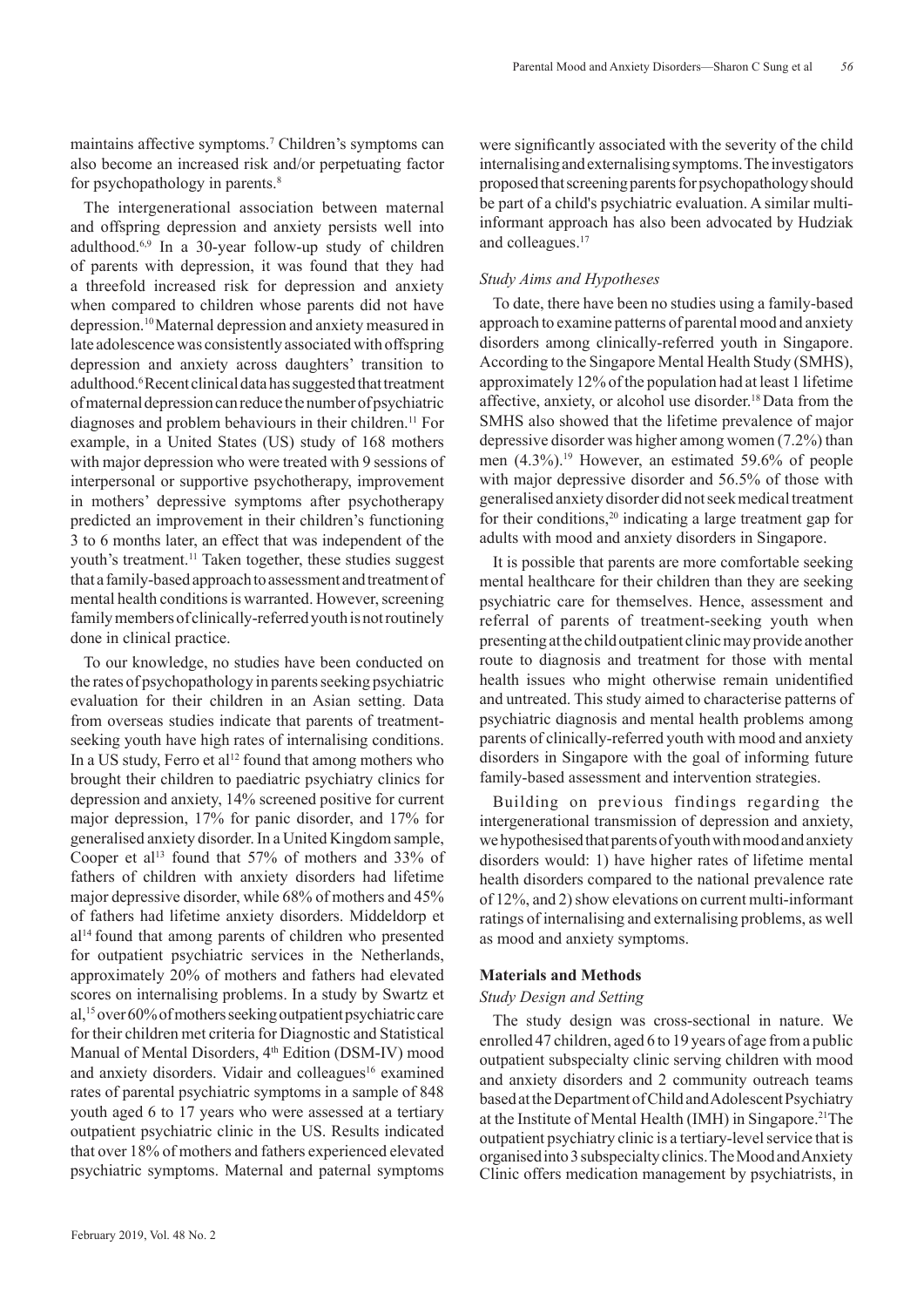maintains affective symptoms.[7] Children's symptoms can also become an increased risk and/or perpetuating factor for psychopathology in parents.[8]

The intergenerational association between maternal and offspring depression and anxiety persists well into adulthood.[6,9] In a 30-year follow-up study of children of parents with depression, it was found that they had a threefold increased risk for depression and anxiety when compared to children whose parents did not have depression.[10] Maternal depression and anxiety measured in late adolescence was consistently associated with offspring depression and anxiety across daughters' transition to adulthood.[6] Recent clinical data has suggested that treatment of maternal depression can reduce the number of psychiatric diagnoses and problem behaviours in their children.[11] For example, in a United States (US) study of 168 mothers with major depression who were treated with 9 sessions of interpersonal or supportive psychotherapy, improvement in mothers' depressive symptoms after psychotherapy predicted an improvement in their children's functioning 3 to 6 months later, an effect that was independent of the youth's treatment.[11] Taken together, these studies suggest that a family-based approach to assessment and treatment of mental health conditions is warranted. However, screening family members of clinically-referred youth is not routinely done in clinical practice.

To our knowledge, no studies have been conducted on the rates of psychopathology in parents seeking psychiatric evaluation for their children in an Asian setting. Data from overseas studies indicate that parents of treatment-seeking youth have high rates of internalising conditions. In a US study, Ferro et al[12] found that among mothers who brought their children to paediatric psychiatry clinics for depression and anxiety, 14% screened positive for current major depression, 17% for panic disorder, and 17% for generalised anxiety disorder. In a United Kingdom sample, Cooper et al[13] found that 57% of mothers and 33% of fathers of children with anxiety disorders had lifetime major depressive disorder, while 68% of mothers and 45% of fathers had lifetime anxiety disorders. Middeldorp et al[14] found that among parents of children who presented for outpatient psychiatric services in the Netherlands, approximately 20% of mothers and fathers had elevated scores on internalising problems. In a study by Swartz et al,[15] over 60% of mothers seeking outpatient psychiatric care for their children met criteria for Diagnostic and Statistical Manual of Mental Disorders, 4th Edition (DSM-IV) mood and anxiety disorders. Vidair and colleagues[16] examined rates of parental psychiatric symptoms in a sample of 848 youth aged 6 to 17 years who were assessed at a tertiary outpatient psychiatric clinic in the US. Results indicated that over 18% of mothers and fathers experienced elevated psychiatric symptoms. Maternal and paternal symptoms were significantly associated with the severity of the child internalising and externalising symptoms. The investigators proposed that screening parents for psychopathology should be part of a child's psychiatric evaluation. A similar multi-informant approach has also been advocated by Hudziak and colleagues.[17]

### *Study Aims and Hypotheses*

To date, there have been no studies using a family-based approach to examine patterns of parental mood and anxiety disorders among clinically-referred youth in Singapore. According to the Singapore Mental Health Study (SMHS), approximately 12% of the population had at least 1 lifetime affective, anxiety, or alcohol use disorder.[18] Data from the SMHS also showed that the lifetime prevalence of major depressive disorder was higher among women (7.2%) than men (4.3%).[19] However, an estimated 59.6% of people with major depressive disorder and 56.5% of those with generalised anxiety disorder did not seek medical treatment for their conditions,[20] indicating a large treatment gap for adults with mood and anxiety disorders in Singapore.

It is possible that parents are more comfortable seeking mental healthcare for their children than they are seeking psychiatric care for themselves. Hence, assessment and referral of parents of treatment-seeking youth when presenting at the child outpatient clinic may provide another route to diagnosis and treatment for those with mental health issues who might otherwise remain unidentified and untreated. This study aimed to characterise patterns of psychiatric diagnosis and mental health problems among parents of clinically-referred youth with mood and anxiety disorders in Singapore with the goal of informing future family-based assessment and intervention strategies.

Building on previous findings regarding the intergenerational transmission of depression and anxiety, we hypothesised that parents of youth with mood and anxiety disorders would: 1) have higher rates of lifetime mental health disorders compared to the national prevalence rate of 12%, and 2) show elevations on current multi-informant ratings of internalising and externalising problems, as well as mood and anxiety symptoms.

## Materials and Methods

### *Study Design and Setting*

The study design was cross-sectional in nature. We enrolled 47 children, aged 6 to 19 years of age from a public outpatient subspecialty clinic serving children with mood and anxiety disorders and 2 community outreach teams based at the Department of Child and Adolescent Psychiatry at the Institute of Mental Health (IMH) in Singapore.[21] The outpatient psychiatry clinic is a tertiary-level service that is organised into 3 subspecialty clinics. The Mood and Anxiety Clinic offers medication management by psychiatrists, in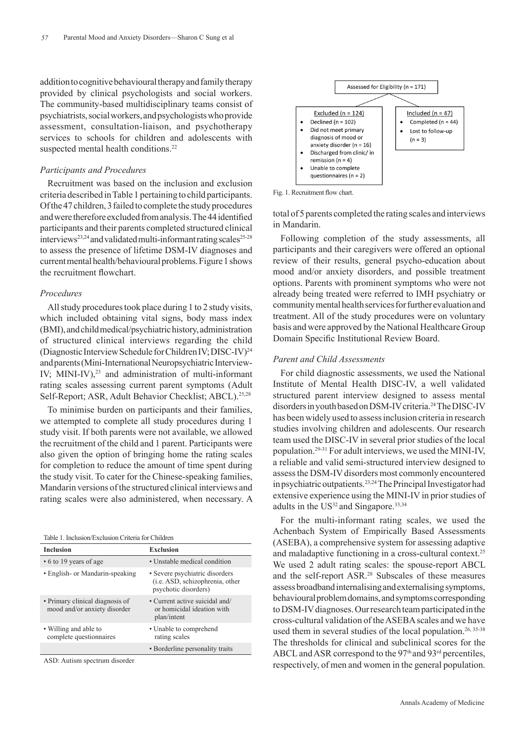addition to cognitive behavioural therapy and family therapy provided by clinical psychologists and social workers. The community-based multidisciplinary teams consist of psychiatrists, social workers, and psychologists who provide assessment, consultation-liaison, and psychotherapy services to schools for children and adolescents with suspected mental health conditions.[22]

### *Participants and Procedures*

Recruitment was based on the inclusion and exclusion criteria described in Table 1 pertaining to child participants. Of the 47 children, 3 failed to complete the study procedures and were therefore excluded from analysis. The 44 identified participants and their parents completed structured clinical interviews[23,24] and validated multi-informant rating scales[25-28] to assess the presence of lifetime DSM-IV diagnoses and current mental health/behavioural problems. Figure 1 shows the recruitment flowchart.

### *Procedures*

All study procedures took place during 1 to 2 study visits, which included obtaining vital signs, body mass index (BMI), and child medical/psychiatric history, administration of structured clinical interviews regarding the child (Diagnostic Interview Schedule for Children IV; DISC-IV)[24] and parents (Mini-International Neuropsychiatric Interview-IV; MINI-IV),[23] and administration of multi-informant rating scales assessing current parent symptoms (Adult Self-Report; ASR, Adult Behavior Checklist; ABCL).[25,28]

To minimise burden on participants and their families, we attempted to complete all study procedures during 1 study visit. If both parents were not available, we allowed the recruitment of the child and 1 parent. Participants were also given the option of bringing home the rating scales for completion to reduce the amount of time spent during the study visit. To cater for the Chinese-speaking families, Mandarin versions of the structured clinical interviews and rating scales were also administered, when necessary. A total of 5 parents completed the rating scales and interviews in Mandarin.

Table 1. Inclusion/Exclusion Criteria for Children

| Inclusion | Exclusion |
|---|---|
| • 6 to 19 years of age | • Unstable medical condition |
| • English- or Mandarin-speaking | • Severe psychiatric disorders (i.e. ASD, schizophrenia, other psychotic disorders) |
| • Primary clinical diagnosis of mood and/or anxiety disorder | • Current active suicidal and/ or homicidal ideation with plan/intent |
| • Willing and able to complete questionnaires | • Unable to comprehend rating scales |
| | • Borderline personality traits |

ASD: Autism spectrum disorder

Assessed for Eligibility (n = 171)

Excluded (n = 124)
- Declined (n = 102)
- Did not meet primary diagnosis of mood or anxiety disorder (n = 16)
- Discharged from clinic/ in remission (n = 4)
- Unable to complete questionnaires (n = 2)

Included (n = 47)
- Completed (n = 44)
- Lost to follow-up (n = 3)

Fig. 1. Recruitment flow chart.

Following completion of the study assessments, all participants and their caregivers were offered an optional review of their results, general psycho-education about mood and/or anxiety disorders, and possible treatment options. Parents with prominent symptoms who were not already being treated were referred to IMH psychiatry or community mental health services for further evaluation and treatment. All of the study procedures were on voluntary basis and were approved by the National Healthcare Group Domain Specific Institutional Review Board.

### *Parent and Child Assessments*

For child diagnostic assessments, we used the National Institute of Mental Health DISC-IV, a well validated structured parent interview designed to assess mental disorders in youth based on DSM-IV criteria.[24] The DISC-IV has been widely used to assess inclusion criteria in research studies involving children and adolescents. Our research team used the DISC-IV in several prior studies of the local population.[29-31] For adult interviews, we used the MINI-IV, a reliable and valid semi-structured interview designed to assess the DSM-IV disorders most commonly encountered in psychiatric outpatients.[23,24] The Principal Investigator had extensive experience using the MINI-IV in prior studies of adults in the US[32] and Singapore.[33,34]

For the multi-informant rating scales, we used the Achenbach System of Empirically Based Assessments (ASEBA), a comprehensive system for assessing adaptive and maladaptive functioning in a cross-cultural context.[25] We used 2 adult rating scales: the spouse-report ABCL and the self-report ASR.[28] Subscales of these measures assess broadband internalising and externalising symptoms, behavioural problem domains, and symptoms corresponding to DSM-IV diagnoses. Our research team participated in the cross-cultural validation of the ASEBA scales and we have used them in several studies of the local population.[26, 35-38] The thresholds for clinical and subclinical scores for the ABCL and ASR correspond to the 97th and 93rd percentiles, respectively, of men and women in the general population.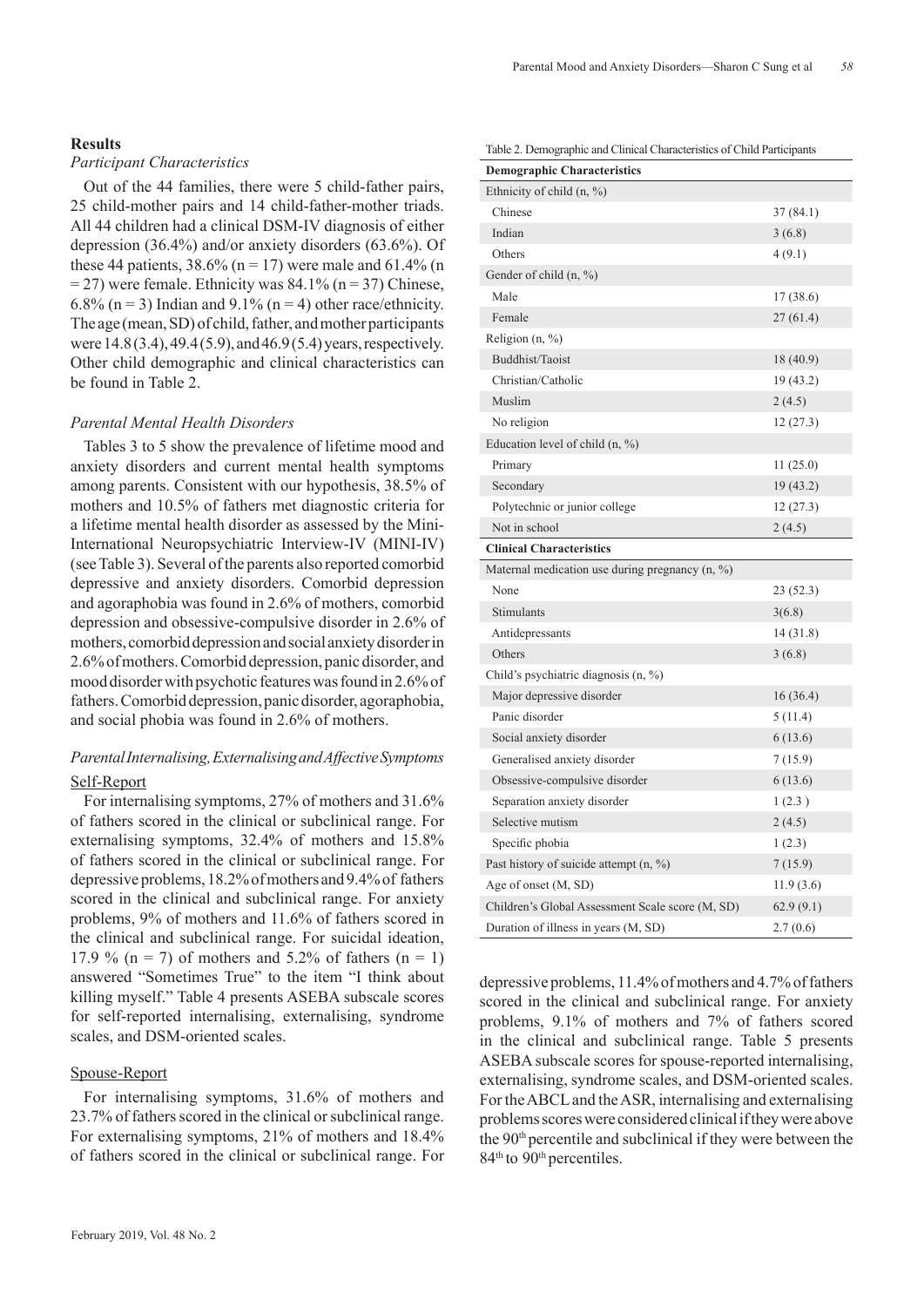## Results

### *Participant Characteristics*

Out of the 44 families, there were 5 child-father pairs, 25 child-mother pairs and 14 child-father-mother triads. All 44 children had a clinical DSM-IV diagnosis of either depression (36.4%) and/or anxiety disorders (63.6%). Of these 44 patients, 38.6% (n = 17) were male and 61.4% (n = 27) were female. Ethnicity was 84.1% (n = 37) Chinese, 6.8% (n = 3) Indian and 9.1% (n = 4) other race/ethnicity. The age (mean, SD) of child, father, and mother participants were 14.8 (3.4), 49.4 (5.9), and 46.9 (5.4) years, respectively. Other child demographic and clinical characteristics can be found in Table 2.

### *Parental Mental Health Disorders*

Tables 3 to 5 show the prevalence of lifetime mood and anxiety disorders and current mental health symptoms among parents. Consistent with our hypothesis, 38.5% of mothers and 10.5% of fathers met diagnostic criteria for a lifetime mental health disorder as assessed by the Mini-International Neuropsychiatric Interview-IV (MINI-IV) (see Table 3). Several of the parents also reported comorbid depressive and anxiety disorders. Comorbid depression and agoraphobia was found in 2.6% of mothers, comorbid depression and obsessive-compulsive disorder in 2.6% of mothers, comorbid depression and social anxiety disorder in 2.6% of mothers. Comorbid depression, panic disorder, and mood disorder with psychotic features was found in 2.6% of fathers. Comorbid depression, panic disorder, agoraphobia, and social phobia was found in 2.6% of mothers.

### *Parental Internalising, Externalising and Affective Symptoms*

#### Self-Report

For internalising symptoms, 27% of mothers and 31.6% of fathers scored in the clinical or subclinical range. For externalising symptoms, 32.4% of mothers and 15.8% of fathers scored in the clinical or subclinical range. For depressive problems, 18.2% of mothers and 9.4% of fathers scored in the clinical and subclinical range. For anxiety problems, 9% of mothers and 11.6% of fathers scored in the clinical and subclinical range. For suicidal ideation, 17.9 % (n = 7) of mothers and 5.2% of fathers (n = 1) answered "Sometimes True" to the item "I think about killing myself." Table 4 presents ASEBA subscale scores for self-reported internalising, externalising, syndrome scales, and DSM-oriented scales.

#### Spouse-Report

For internalising symptoms, 31.6% of mothers and 23.7% of fathers scored in the clinical or subclinical range. For externalising symptoms, 21% of mothers and 18.4% of fathers scored in the clinical or subclinical range. For depressive problems, 11.4% of mothers and 4.7% of fathers scored in the clinical and subclinical range. For anxiety problems, 9.1% of mothers and 7% of fathers scored in the clinical and subclinical range. Table 5 presents ASEBA subscale scores for spouse-reported internalising, externalising, syndrome scales, and DSM-oriented scales. For the ABCL and the ASR, internalising and externalising problems scores were considered clinical if they were above the 90th percentile and subclinical if they were between the 84th to 90th percentiles.

Table 2. Demographic and Clinical Characteristics of Child Participants

| **Demographic Characteristics** | |
|---|---|
| Ethnicity of child (n, %) | |
| Chinese | 37 (84.1) |
| Indian | 3 (6.8) |
| Others | 4 (9.1) |
| Gender of child (n, %) | |
| Male | 17 (38.6) |
| Female | 27 (61.4) |
| Religion (n, %) | |
| Buddhist/Taoist | 18 (40.9) |
| Christian/Catholic | 19 (43.2) |
| Muslim | 2 (4.5) |
| No religion | 12 (27.3) |
| Education level of child (n, %) | |
| Primary | 11 (25.0) |
| Secondary | 19 (43.2) |
| Polytechnic or junior college | 12 (27.3) |
| Not in school | 2 (4.5) |
| **Clinical Characteristics** | |
| Maternal medication use during pregnancy (n, %) | |
| None | 23 (52.3) |
| Stimulants | 3(6.8) |
| Antidepressants | 14 (31.8) |
| Others | 3 (6.8) |
| Child's psychiatric diagnosis (n, %) | |
| Major depressive disorder | 16 (36.4) |
| Panic disorder | 5 (11.4) |
| Social anxiety disorder | 6 (13.6) |
| Generalised anxiety disorder | 7 (15.9) |
| Obsessive-compulsive disorder | 6 (13.6) |
| Separation anxiety disorder | 1 (2.3 ) |
| Selective mutism | 2 (4.5) |
| Specific phobia | 1 (2.3) |
| Past history of suicide attempt (n, %) | 7 (15.9) |
| Age of onset (M, SD) | 11.9 (3.6) |
| Children's Global Assessment Scale score (M, SD) | 62.9 (9.1) |
| Duration of illness in years (M, SD) | 2.7 (0.6) |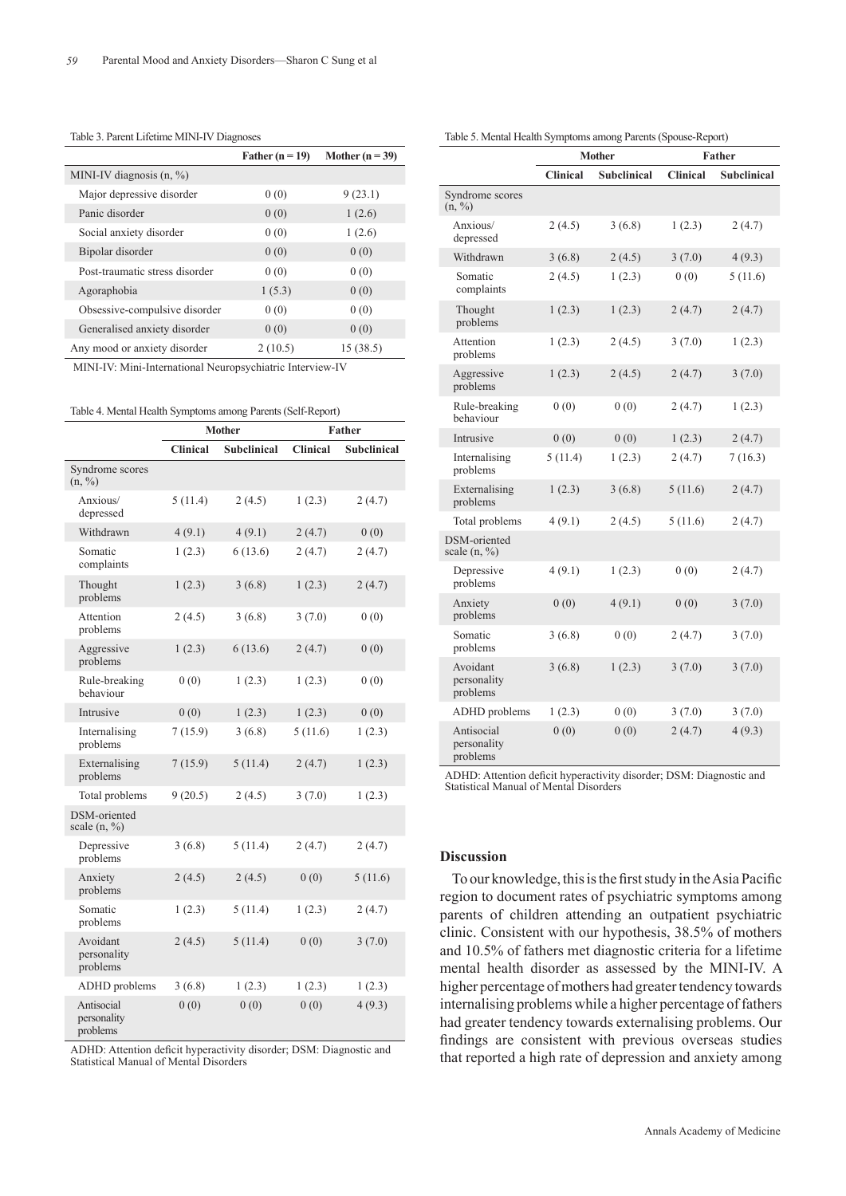Table 3. Parent Lifetime MINI-IV Diagnoses

| | Father (n = 19) | Mother (n = 39) |
|---|---|---|
| MINI-IV diagnosis (n, %) | | |
| Major depressive disorder | 0 (0) | 9 (23.1) |
| Panic disorder | 0 (0) | 1 (2.6) |
| Social anxiety disorder | 0 (0) | 1 (2.6) |
| Bipolar disorder | 0 (0) | 0 (0) |
| Post-traumatic stress disorder | 0 (0) | 0 (0) |
| Agoraphobia | 1 (5.3) | 0 (0) |
| Obsessive-compulsive disorder | 0 (0) | 0 (0) |
| Generalised anxiety disorder | 0 (0) | 0 (0) |
| Any mood or anxiety disorder | 2 (10.5) | 15 (38.5) |

MINI-IV: Mini-International Neuropsychiatric Interview-IV

Table 4. Mental Health Symptoms among Parents (Self-Report)

| | Mother | | Father | |
|---|---|---|---|---|
| | Clinical | Subclinical | Clinical | Subclinical |
| Syndrome scores (n, %) | | | | |
| Anxious/ depressed | 5 (11.4) | 2 (4.5) | 1 (2.3) | 2 (4.7) |
| Withdrawn | 4 (9.1) | 4 (9.1) | 2 (4.7) | 0 (0) |
| Somatic complaints | 1 (2.3) | 6 (13.6) | 2 (4.7) | 2 (4.7) |
| Thought problems | 1 (2.3) | 3 (6.8) | 1 (2.3) | 2 (4.7) |
| Attention problems | 2 (4.5) | 3 (6.8) | 3 (7.0) | 0 (0) |
| Aggressive problems | 1 (2.3) | 6 (13.6) | 2 (4.7) | 0 (0) |
| Rule-breaking behaviour | 0 (0) | 1 (2.3) | 1 (2.3) | 0 (0) |
| Intrusive | 0 (0) | 1 (2.3) | 1 (2.3) | 0 (0) |
| Internalising problems | 7 (15.9) | 3 (6.8) | 5 (11.6) | 1 (2.3) |
| Externalising problems | 7 (15.9) | 5 (11.4) | 2 (4.7) | 1 (2.3) |
| Total problems | 9 (20.5) | 2 (4.5) | 3 (7.0) | 1 (2.3) |
| DSM-oriented scale (n, %) | | | | |
| Depressive problems | 3 (6.8) | 5 (11.4) | 2 (4.7) | 2 (4.7) |
| Anxiety problems | 2 (4.5) | 2 (4.5) | 0 (0) | 5 (11.6) |
| Somatic problems | 1 (2.3) | 5 (11.4) | 1 (2.3) | 2 (4.7) |
| Avoidant personality problems | 2 (4.5) | 5 (11.4) | 0 (0) | 3 (7.0) |
| ADHD problems | 3 (6.8) | 1 (2.3) | 1 (2.3) | 1 (2.3) |
| Antisocial personality problems | 0 (0) | 0 (0) | 0 (0) | 4 (9.3) |

ADHD: Attention deficit hyperactivity disorder; DSM: Diagnostic and Statistical Manual of Mental Disorders

Table 5. Mental Health Symptoms among Parents (Spouse-Report)

| | Mother | | Father | |
|---|---|---|---|---|
| | Clinical | Subclinical | Clinical | Subclinical |
| Syndrome scores (n, %) | | | | |
| Anxious/ depressed | 2 (4.5) | 3 (6.8) | 1 (2.3) | 2 (4.7) |
| Withdrawn | 3 (6.8) | 2 (4.5) | 3 (7.0) | 4 (9.3) |
| Somatic complaints | 2 (4.5) | 1 (2.3) | 0 (0) | 5 (11.6) |
| Thought problems | 1 (2.3) | 1 (2.3) | 2 (4.7) | 2 (4.7) |
| Attention problems | 1 (2.3) | 2 (4.5) | 3 (7.0) | 1 (2.3) |
| Aggressive problems | 1 (2.3) | 2 (4.5) | 2 (4.7) | 3 (7.0) |
| Rule-breaking behaviour | 0 (0) | 0 (0) | 2 (4.7) | 1 (2.3) |
| Intrusive | 0 (0) | 0 (0) | 1 (2.3) | 2 (4.7) |
| Internalising problems | 5 (11.4) | 1 (2.3) | 2 (4.7) | 7 (16.3) |
| Externalising problems | 1 (2.3) | 3 (6.8) | 5 (11.6) | 2 (4.7) |
| Total problems | 4 (9.1) | 2 (4.5) | 5 (11.6) | 2 (4.7) |
| DSM-oriented scale (n, %) | | | | |
| Depressive problems | 4 (9.1) | 1 (2.3) | 0 (0) | 2 (4.7) |
| Anxiety problems | 0 (0) | 4 (9.1) | 0 (0) | 3 (7.0) |
| Somatic problems | 3 (6.8) | 0 (0) | 2 (4.7) | 3 (7.0) |
| Avoidant personality problems | 3 (6.8) | 1 (2.3) | 3 (7.0) | 3 (7.0) |
| ADHD problems | 1 (2.3) | 0 (0) | 3 (7.0) | 3 (7.0) |
| Antisocial personality problems | 0 (0) | 0 (0) | 2 (4.7) | 4 (9.3) |

ADHD: Attention deficit hyperactivity disorder; DSM: Diagnostic and Statistical Manual of Mental Disorders

## Discussion

To our knowledge, this is the first study in the Asia Pacific region to document rates of psychiatric symptoms among parents of children attending an outpatient psychiatric clinic. Consistent with our hypothesis, 38.5% of mothers and 10.5% of fathers met diagnostic criteria for a lifetime mental health disorder as assessed by the MINI-IV. A higher percentage of mothers had greater tendency towards internalising problems while a higher percentage of fathers had greater tendency towards externalising problems. Our findings are consistent with previous overseas studies that reported a high rate of depression and anxiety among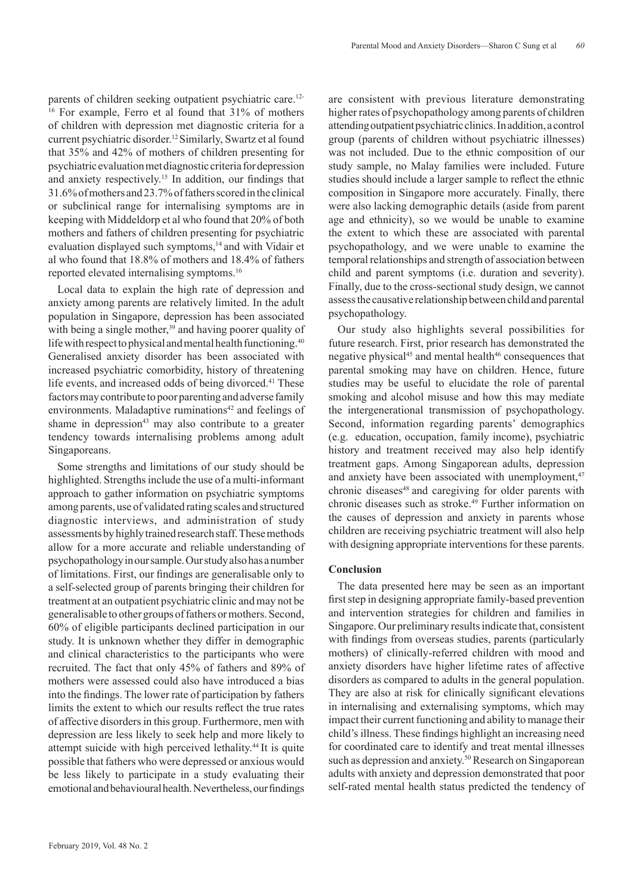parents of children seeking outpatient psychiatric care.[12-16] For example, Ferro et al found that 31% of mothers of children with depression met diagnostic criteria for a current psychiatric disorder.[12] Similarly, Swartz et al found that 35% and 42% of mothers of children presenting for psychiatric evaluation met diagnostic criteria for depression and anxiety respectively.[15] In addition, our findings that 31.6% of mothers and 23.7% of fathers scored in the clinical or subclinical range for internalising symptoms are in keeping with Middeldorp et al who found that 20% of both mothers and fathers of children presenting for psychiatric evaluation displayed such symptoms,[14] and with Vidair et al who found that 18.8% of mothers and 18.4% of fathers reported elevated internalising symptoms.[16]

Local data to explain the high rate of depression and anxiety among parents are relatively limited. In the adult population in Singapore, depression has been associated with being a single mother,[39] and having poorer quality of life with respect to physical and mental health functioning.[40] Generalised anxiety disorder has been associated with increased psychiatric comorbidity, history of threatening life events, and increased odds of being divorced.[41] These factors may contribute to poor parenting and adverse family environments. Maladaptive ruminations[42] and feelings of shame in depression[43] may also contribute to a greater tendency towards internalising problems among adult Singaporeans.

Some strengths and limitations of our study should be highlighted. Strengths include the use of a multi-informant approach to gather information on psychiatric symptoms among parents, use of validated rating scales and structured diagnostic interviews, and administration of study assessments by highly trained research staff. These methods allow for a more accurate and reliable understanding of psychopathology in our sample. Our study also has a number of limitations. First, our findings are generalisable only to a self-selected group of parents bringing their children for treatment at an outpatient psychiatric clinic and may not be generalisable to other groups of fathers or mothers. Second, 60% of eligible participants declined participation in our study. It is unknown whether they differ in demographic and clinical characteristics to the participants who were recruited. The fact that only 45% of fathers and 89% of mothers were assessed could also have introduced a bias into the findings. The lower rate of participation by fathers limits the extent to which our results reflect the true rates of affective disorders in this group. Furthermore, men with depression are less likely to seek help and more likely to attempt suicide with high perceived lethality.[44] It is quite possible that fathers who were depressed or anxious would be less likely to participate in a study evaluating their emotional and behavioural health. Nevertheless, our findings are consistent with previous literature demonstrating higher rates of psychopathology among parents of children attending outpatient psychiatric clinics. In addition, a control group (parents of children without psychiatric illnesses) was not included. Due to the ethnic composition of our study sample, no Malay families were included. Future studies should include a larger sample to reflect the ethnic composition in Singapore more accurately. Finally, there were also lacking demographic details (aside from parent age and ethnicity), so we would be unable to examine the extent to which these are associated with parental psychopathology, and we were unable to examine the temporal relationships and strength of association between child and parent symptoms (i.e. duration and severity). Finally, due to the cross-sectional study design, we cannot assess the causative relationship between child and parental psychopathology.

Our study also highlights several possibilities for future research. First, prior research has demonstrated the negative physical[45] and mental health[46] consequences that parental smoking may have on children. Hence, future studies may be useful to elucidate the role of parental smoking and alcohol misuse and how this may mediate the intergenerational transmission of psychopathology. Second, information regarding parents' demographics (e.g. education, occupation, family income), psychiatric history and treatment received may also help identify treatment gaps. Among Singaporean adults, depression and anxiety have been associated with unemployment,[47] chronic diseases[48] and caregiving for older parents with chronic diseases such as stroke.[49] Further information on the causes of depression and anxiety in parents whose children are receiving psychiatric treatment will also help with designing appropriate interventions for these parents.

## Conclusion

The data presented here may be seen as an important first step in designing appropriate family-based prevention and intervention strategies for children and families in Singapore. Our preliminary results indicate that, consistent with findings from overseas studies, parents (particularly mothers) of clinically-referred children with mood and anxiety disorders have higher lifetime rates of affective disorders as compared to adults in the general population. They are also at risk for clinically significant elevations in internalising and externalising symptoms, which may impact their current functioning and ability to manage their child's illness. These findings highlight an increasing need for coordinated care to identify and treat mental illnesses such as depression and anxiety.[50] Research on Singaporean adults with anxiety and depression demonstrated that poor self-rated mental health status predicted the tendency of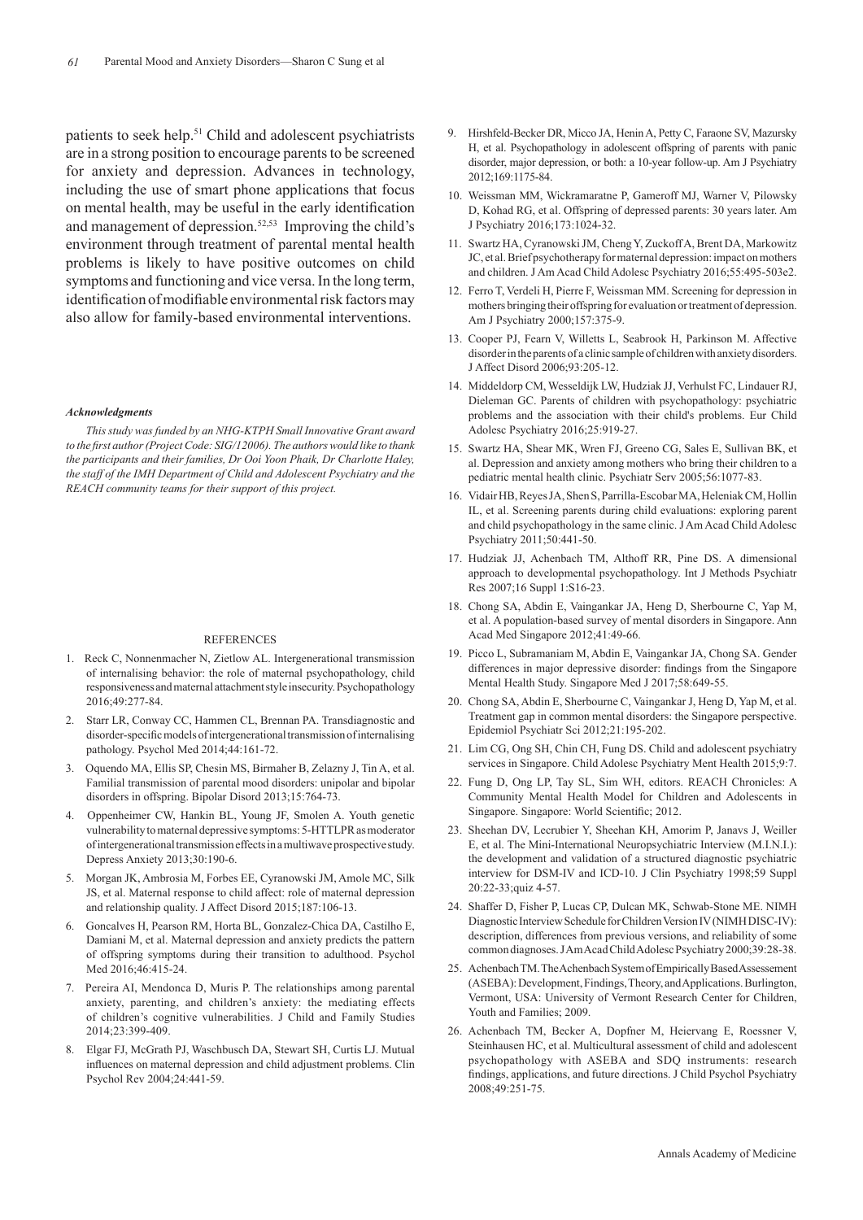patients to seek help.[51] Child and adolescent psychiatrists are in a strong position to encourage parents to be screened for anxiety and depression. Advances in technology, including the use of smart phone applications that focus on mental health, may be useful in the early identification and management of depression.[52,53] Improving the child's environment through treatment of parental mental health problems is likely to have positive outcomes on child symptoms and functioning and vice versa. In the long term, identification of modifiable environmental risk factors may also allow for family-based environmental interventions.

***Acknowledgments***

*This study was funded by an NHG-KTPH Small Innovative Grant award to the first author (Project Code: SIG/12006). The authors would like to thank the participants and their families, Dr Ooi Yoon Phaik, Dr Charlotte Haley, the staff of the IMH Department of Child and Adolescent Psychiatry and the REACH community teams for their support of this project.*

## REFERENCES

1. Reck C, Nonnenmacher N, Zietlow AL. Intergenerational transmission of internalising behavior: the role of maternal psychopathology, child responsiveness and maternal attachment style insecurity. Psychopathology 2016;49:277-84.
2. Starr LR, Conway CC, Hammen CL, Brennan PA. Transdiagnostic and disorder-specific models of intergenerational transmission of internalising pathology. Psychol Med 2014;44:161-72.
3. Oquendo MA, Ellis SP, Chesin MS, Birmaher B, Zelazny J, Tin A, et al. Familial transmission of parental mood disorders: unipolar and bipolar disorders in offspring. Bipolar Disord 2013;15:764-73.
4. Oppenheimer CW, Hankin BL, Young JF, Smolen A. Youth genetic vulnerability to maternal depressive symptoms: 5-HTTLPR as moderator of intergenerational transmission effects in a multiwave prospective study. Depress Anxiety 2013;30:190-6.
5. Morgan JK, Ambrosia M, Forbes EE, Cyranowski JM, Amole MC, Silk JS, et al. Maternal response to child affect: role of maternal depression and relationship quality. J Affect Disord 2015;187:106-13.
6. Goncalves H, Pearson RM, Horta BL, Gonzalez-Chica DA, Castilho E, Damiani M, et al. Maternal depression and anxiety predicts the pattern of offspring symptoms during their transition to adulthood. Psychol Med 2016;46:415-24.
7. Pereira AI, Mendonca D, Muris P. The relationships among parental anxiety, parenting, and children's anxiety: the mediating effects of children's cognitive vulnerabilities. J Child and Family Studies 2014;23:399-409.
8. Elgar FJ, McGrath PJ, Waschbusch DA, Stewart SH, Curtis LJ. Mutual influences on maternal depression and child adjustment problems. Clin Psychol Rev 2004;24:441-59.
9. Hirshfeld-Becker DR, Micco JA, Henin A, Petty C, Faraone SV, Mazursky H, et al. Psychopathology in adolescent offspring of parents with panic disorder, major depression, or both: a 10-year follow-up. Am J Psychiatry 2012;169:1175-84.
10. Weissman MM, Wickramaratne P, Gameroff MJ, Warner V, Pilowsky D, Kohad RG, et al. Offspring of depressed parents: 30 years later. Am J Psychiatry 2016;173:1024-32.
11. Swartz HA, Cyranowski JM, Cheng Y, Zuckoff A, Brent DA, Markowitz JC, et al. Brief psychotherapy for maternal depression: impact on mothers and children. J Am Acad Child Adolesc Psychiatry 2016;55:495-503e2.
12. Ferro T, Verdeli H, Pierre F, Weissman MM. Screening for depression in mothers bringing their offspring for evaluation or treatment of depression. Am J Psychiatry 2000;157:375-9.
13. Cooper PJ, Fearn V, Willetts L, Seabrook H, Parkinson M. Affective disorder in the parents of a clinic sample of children with anxiety disorders. J Affect Disord 2006;93:205-12.
14. Middeldorp CM, Wesseldijk LW, Hudziak JJ, Verhulst FC, Lindauer RJ, Dieleman GC. Parents of children with psychopathology: psychiatric problems and the association with their child's problems. Eur Child Adolesc Psychiatry 2016;25:919-27.
15. Swartz HA, Shear MK, Wren FJ, Greeno CG, Sales E, Sullivan BK, et al. Depression and anxiety among mothers who bring their children to a pediatric mental health clinic. Psychiatr Serv 2005;56:1077-83.
16. Vidair HB, Reyes JA, Shen S, Parrilla-Escobar MA, Heleniak CM, Hollin IL, et al. Screening parents during child evaluations: exploring parent and child psychopathology in the same clinic. J Am Acad Child Adolesc Psychiatry 2011;50:441-50.
17. Hudziak JJ, Achenbach TM, Althoff RR, Pine DS. A dimensional approach to developmental psychopathology. Int J Methods Psychiatr Res 2007;16 Suppl 1:S16-23.
18. Chong SA, Abdin E, Vaingankar JA, Heng D, Sherbourne C, Yap M, et al. A population-based survey of mental disorders in Singapore. Ann Acad Med Singapore 2012;41:49-66.
19. Picco L, Subramaniam M, Abdin E, Vaingankar JA, Chong SA. Gender differences in major depressive disorder: findings from the Singapore Mental Health Study. Singapore Med J 2017;58:649-55.
20. Chong SA, Abdin E, Sherbourne C, Vaingankar J, Heng D, Yap M, et al. Treatment gap in common mental disorders: the Singapore perspective. Epidemiol Psychiatr Sci 2012;21:195-202.
21. Lim CG, Ong SH, Chin CH, Fung DS. Child and adolescent psychiatry services in Singapore. Child Adolesc Psychiatry Ment Health 2015;9:7.
22. Fung D, Ong LP, Tay SL, Sim WH, editors. REACH Chronicles: A Community Mental Health Model for Children and Adolescents in Singapore. Singapore: World Scientific; 2012.
23. Sheehan DV, Lecrubier Y, Sheehan KH, Amorim P, Janavs J, Weiller E, et al. The Mini-International Neuropsychiatric Interview (M.I.N.I.): the development and validation of a structured diagnostic psychiatric interview for DSM-IV and ICD-10. J Clin Psychiatry 1998;59 Suppl 20:22-33;quiz 4-57.
24. Shaffer D, Fisher P, Lucas CP, Dulcan MK, Schwab-Stone ME. NIMH Diagnostic Interview Schedule for Children Version IV (NIMH DISC-IV): description, differences from previous versions, and reliability of some common diagnoses. J Am Acad Child Adolesc Psychiatry 2000;39:28-38.
25. Achenbach TM. The Achenbach System of Empirically Based Assessement (ASEBA): Development, Findings, Theory, and Applications. Burlington, Vermont, USA: University of Vermont Research Center for Children, Youth and Families; 2009.
26. Achenbach TM, Becker A, Dopfner M, Heiervang E, Roessner V, Steinhausen HC, et al. Multicultural assessment of child and adolescent psychopathology with ASEBA and SDQ instruments: research findings, applications, and future directions. J Child Psychol Psychiatry 2008;49:251-75.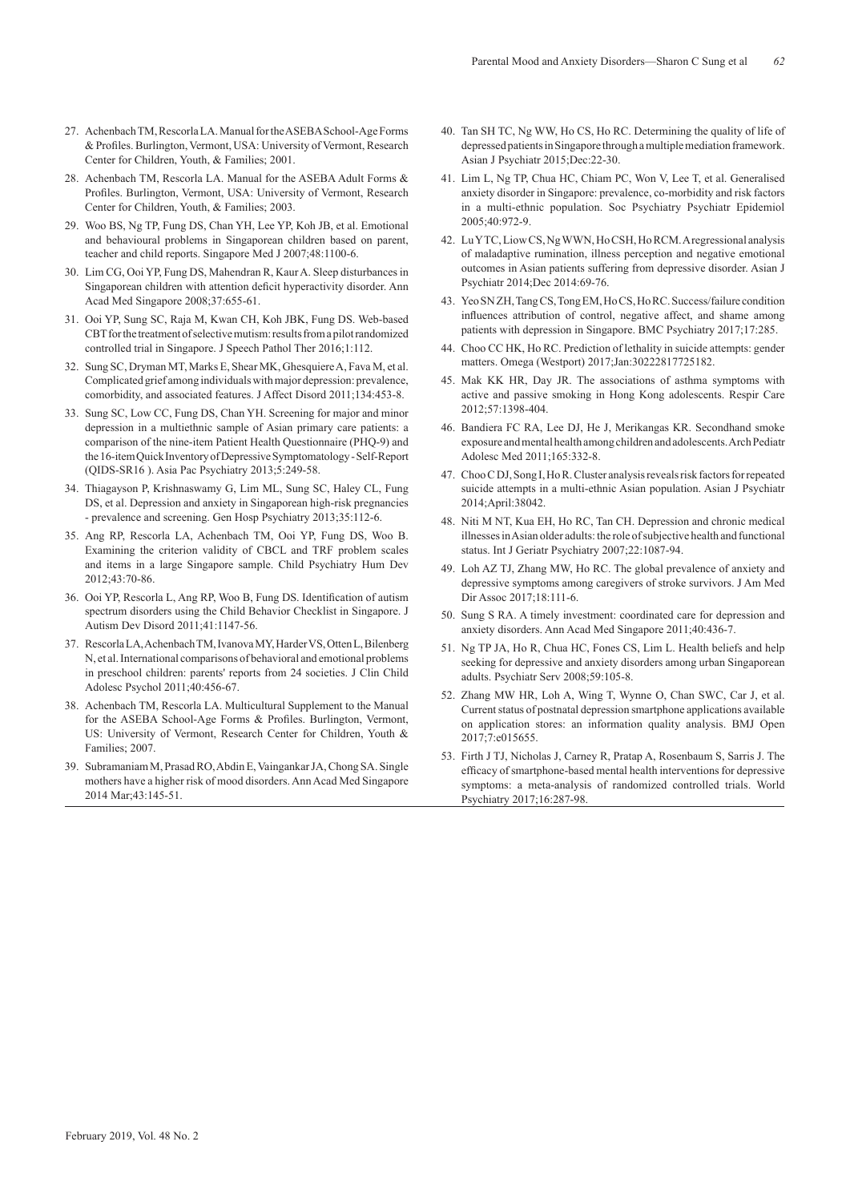27. Achenbach TM, Rescorla LA. Manual for the ASEBA School-Age Forms & Profiles. Burlington, Vermont, USA: University of Vermont, Research Center for Children, Youth, & Families; 2001.
28. Achenbach TM, Rescorla LA. Manual for the ASEBA Adult Forms & Profiles. Burlington, Vermont, USA: University of Vermont, Research Center for Children, Youth, & Families; 2003.
29. Woo BS, Ng TP, Fung DS, Chan YH, Lee YP, Koh JB, et al. Emotional and behavioural problems in Singaporean children based on parent, teacher and child reports. Singapore Med J 2007;48:1100-6.
30. Lim CG, Ooi YP, Fung DS, Mahendran R, Kaur A. Sleep disturbances in Singaporean children with attention deficit hyperactivity disorder. Ann Acad Med Singapore 2008;37:655-61.
31. Ooi YP, Sung SC, Raja M, Kwan CH, Koh JBK, Fung DS. Web-based CBT for the treatment of selective mutism: results from a pilot randomized controlled trial in Singapore. J Speech Pathol Ther 2016;1:112.
32. Sung SC, Dryman MT, Marks E, Shear MK, Ghesquiere A, Fava M, et al. Complicated grief among individuals with major depression: prevalence, comorbidity, and associated features. J Affect Disord 2011;134:453-8.
33. Sung SC, Low CC, Fung DS, Chan YH. Screening for major and minor depression in a multiethnic sample of Asian primary care patients: a comparison of the nine-item Patient Health Questionnaire (PHQ-9) and the 16-item Quick Inventory of Depressive Symptomatology - Self-Report (QIDS-SR16 ). Asia Pac Psychiatry 2013;5:249-58.
34. Thiagayson P, Krishnaswamy G, Lim ML, Sung SC, Haley CL, Fung DS, et al. Depression and anxiety in Singaporean high-risk pregnancies - prevalence and screening. Gen Hosp Psychiatry 2013;35:112-6.
35. Ang RP, Rescorla LA, Achenbach TM, Ooi YP, Fung DS, Woo B. Examining the criterion validity of CBCL and TRF problem scales and items in a large Singapore sample. Child Psychiatry Hum Dev 2012;43:70-86.
36. Ooi YP, Rescorla L, Ang RP, Woo B, Fung DS. Identification of autism spectrum disorders using the Child Behavior Checklist in Singapore. J Autism Dev Disord 2011;41:1147-56.
37. Rescorla LA, Achenbach TM, Ivanova MY, Harder VS, Otten L, Bilenberg N, et al. International comparisons of behavioral and emotional problems in preschool children: parents' reports from 24 societies. J Clin Child Adolesc Psychol 2011;40:456-67.
38. Achenbach TM, Rescorla LA. Multicultural Supplement to the Manual for the ASEBA School-Age Forms & Profiles. Burlington, Vermont, US: University of Vermont, Research Center for Children, Youth & Families; 2007.
39. Subramaniam M, Prasad RO, Abdin E, Vaingankar JA, Chong SA. Single mothers have a higher risk of mood disorders. Ann Acad Med Singapore 2014 Mar;43:145-51.
40. Tan SH TC, Ng WW, Ho CS, Ho RC. Determining the quality of life of depressed patients in Singapore through a multiple mediation framework. Asian J Psychiatr 2015;Dec:22-30.
41. Lim L, Ng TP, Chua HC, Chiam PC, Won V, Lee T, et al. Generalised anxiety disorder in Singapore: prevalence, co-morbidity and risk factors in a multi-ethnic population. Soc Psychiatry Psychiatr Epidemiol 2005;40:972-9.
42. Lu YTC, Liow CS, Ng WWN, Ho CSH, Ho RCM. A regressional analysis of maladaptive rumination, illness perception and negative emotional outcomes in Asian patients suffering from depressive disorder. Asian J Psychiatr 2014;Dec 2014:69-76.
43. Yeo SN ZH, Tang CS, Tong EM, Ho CS, Ho RC. Success/failure condition influences attribution of control, negative affect, and shame among patients with depression in Singapore. BMC Psychiatry 2017;17:285.
44. Choo CC HK, Ho RC. Prediction of lethality in suicide attempts: gender matters. Omega (Westport) 2017;Jan:30222817725182.
45. Mak KK HR, Day JR. The associations of asthma symptoms with active and passive smoking in Hong Kong adolescents. Respir Care 2012;57:1398-404.
46. Bandiera FC RA, Lee DJ, He J, Merikangas KR. Secondhand smoke exposure and mental health among children and adolescents. Arch Pediatr Adolesc Med 2011;165:332-8.
47. Choo C DJ, Song I, Ho R. Cluster analysis reveals risk factors for repeated suicide attempts in a multi-ethnic Asian population. Asian J Psychiatr 2014;April:38042.
48. Niti M NT, Kua EH, Ho RC, Tan CH. Depression and chronic medical illnesses in Asian older adults: the role of subjective health and functional status. Int J Geriatr Psychiatry 2007;22:1087-94.
49. Loh AZ TJ, Zhang MW, Ho RC. The global prevalence of anxiety and depressive symptoms among caregivers of stroke survivors. J Am Med Dir Assoc 2017;18:111-6.
50. Sung S RA. A timely investment: coordinated care for depression and anxiety disorders. Ann Acad Med Singapore 2011;40:436-7.
51. Ng TP JA, Ho R, Chua HC, Fones CS, Lim L. Health beliefs and help seeking for depressive and anxiety disorders among urban Singaporean adults. Psychiatr Serv 2008;59:105-8.
52. Zhang MW HR, Loh A, Wing T, Wynne O, Chan SWC, Car J, et al. Current status of postnatal depression smartphone applications available on application stores: an information quality analysis. BMJ Open 2017;7:e015655.
53. Firth J TJ, Nicholas J, Carney R, Pratap A, Rosenbaum S, Sarris J. The efficacy of smartphone-based mental health interventions for depressive symptoms: a meta-analysis of randomized controlled trials. World Psychiatry 2017;16:287-98.